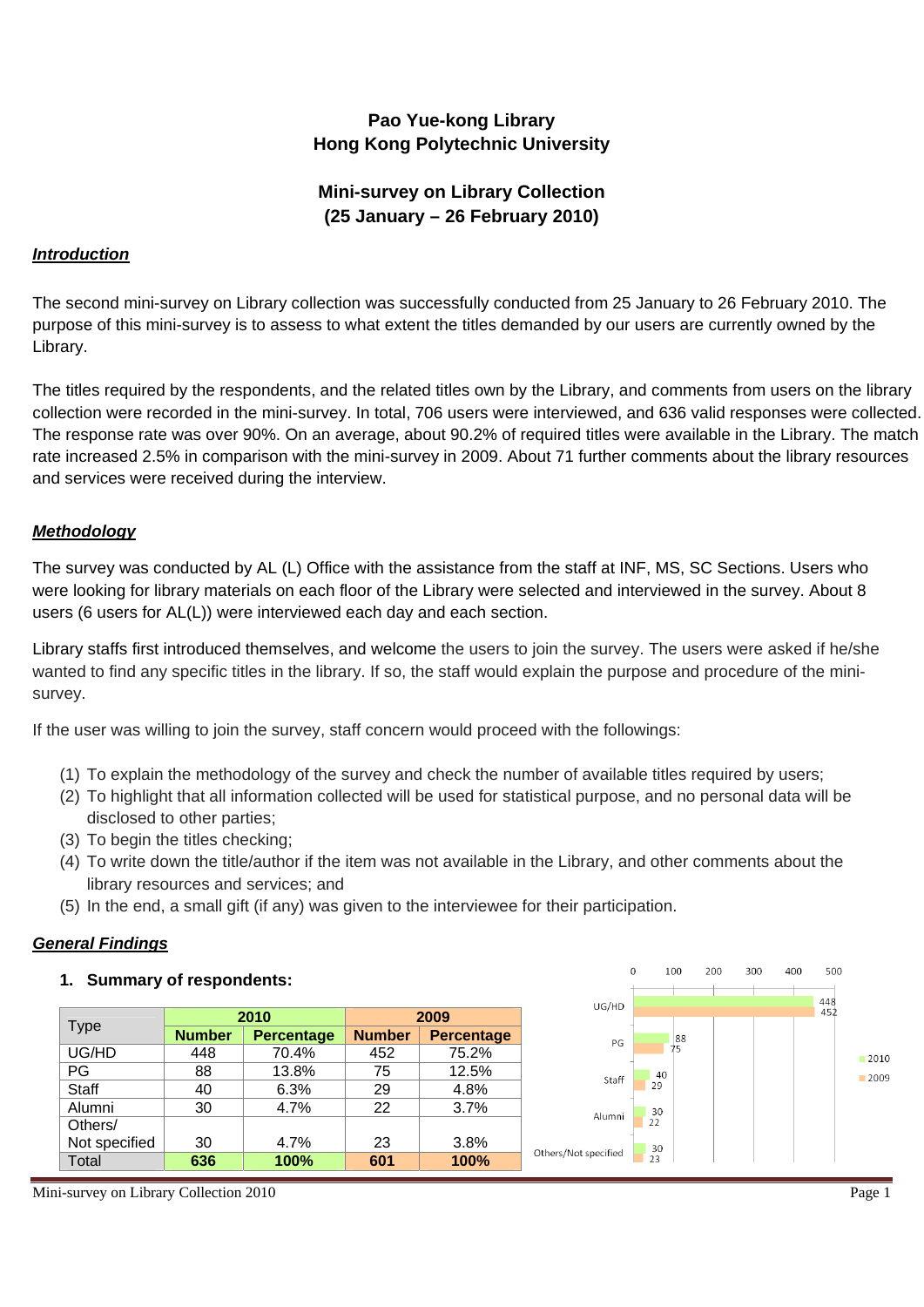# Pao Yue-kong Library
# Hong Kong Polytechnic University

## Mini-survey on Library Collection
## (25 January – 26 February 2010)

***Introduction***

The second mini-survey on Library collection was successfully conducted from 25 January to 26 February 2010. The purpose of this mini-survey is to assess to what extent the titles demanded by our users are currently owned by the Library.

The titles required by the respondents, and the related titles own by the Library, and comments from users on the library collection were recorded in the mini-survey. In total, 706 users were interviewed, and 636 valid responses were collected. The response rate was over 90%. On an average, about 90.2% of required titles were available in the Library. The match rate increased 2.5% in comparison with the mini-survey in 2009. About 71 further comments about the library resources and services were received during the interview.

***Methodology***

The survey was conducted by AL (L) Office with the assistance from the staff at INF, MS, SC Sections. Users who were looking for library materials on each floor of the Library were selected and interviewed in the survey. About 8 users (6 users for AL(L)) were interviewed each day and each section.

Library staffs first introduced themselves, and welcome the users to join the survey. The users were asked if he/she wanted to find any specific titles in the library. If so, the staff would explain the purpose and procedure of the mini-survey.

If the user was willing to join the survey, staff concern would proceed with the followings:

(1) To explain the methodology of the survey and check the number of available titles required by users;
(2) To highlight that all information collected will be used for statistical purpose, and no personal data will be disclosed to other parties;
(3) To begin the titles checking;
(4) To write down the title/author if the item was not available in the Library, and other comments about the library resources and services; and
(5) In the end, a small gift (if any) was given to the interviewee for their participation.

***General Findings***

**1. Summary of respondents:**

| Type | 2010 | | 2009 | |
|---|---|---|---|---|
| | **Number** | **Percentage** | **Number** | **Percentage** |
| UG/HD | 448 | 70.4% | 452 | 75.2% |
| PG | 88 | 13.8% | 75 | 12.5% |
| Staff | 40 | 6.3% | 29 | 4.8% |
| Alumni | 30 | 4.7% | 22 | 3.7% |
| Others/ Not specified | 30 | 4.7% | 23 | 3.8% |
| Total | **636** | **100%** | **601** | **100%** |

| | 2010 | 2009 |
|---|---|---|
| UG/HD | 448 | 452 |
| PG | 88 | 75 |
| Staff | 40 | 29 |
| Alumni | 30 | 22 |
| Others/Not specified | 30 | 23 |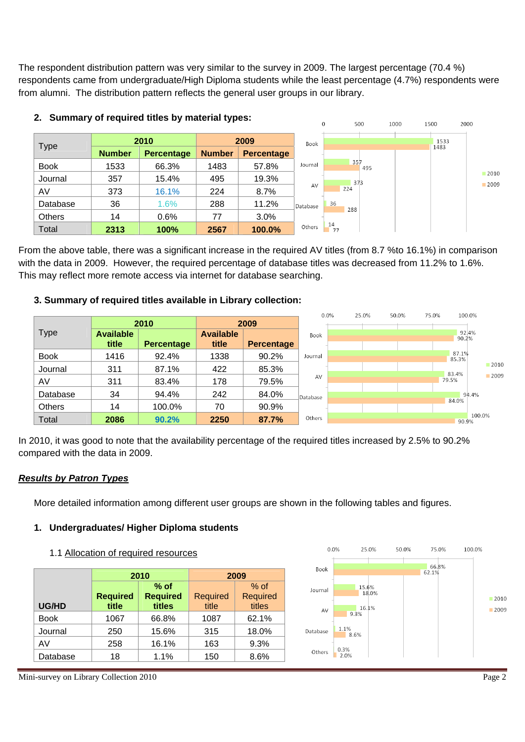The respondent distribution pattern was very similar to the survey in 2009. The largest percentage (70.4 %) respondents came from undergraduate/High Diploma students while the least percentage (4.7%) respondents were from alumni. The distribution pattern reflects the general user groups in our library.

## 2. Summary of required titles by material types:

| Type | 2010 | | 2009 | |
|---|---|---|---|---|
| | **Number** | **Percentage** | **Number** | **Percentage** |
| Book | 1533 | 66.3% | 1483 | 57.8% |
| Journal | 357 | 15.4% | 495 | 19.3% |
| AV | 373 | 16.1% | 224 | 8.7% |
| Database | 36 | 1.6% | 288 | 11.2% |
| Others | 14 | 0.6% | 77 | 3.0% |
| Total | **2313** | **100%** | **2567** | **100.0%** |

From the above table, there was a significant increase in the required AV titles (from 8.7 %to 16.1%) in comparison with the data in 2009. However, the required percentage of database titles was decreased from 11.2% to 1.6%. This may reflect more remote access via internet for database searching.

## 3. Summary of required titles available in Library collection:

| Type | 2010 | | 2009 | |
|---|---|---|---|---|
| | **Available title** | **Percentage** | **Available title** | **Percentage** |
| Book | 1416 | 92.4% | 1338 | 90.2% |
| Journal | 311 | 87.1% | 422 | 85.3% |
| AV | 311 | 83.4% | 178 | 79.5% |
| Database | 34 | 94.4% | 242 | 84.0% |
| Others | 14 | 100.0% | 70 | 90.9% |
| Total | **2086** | **90.2%** | **2250** | **87.7%** |

In 2010, it was good to note that the availability percentage of the required titles increased by 2.5% to 90.2% compared with the data in 2009.

# ***Results by Patron Types***

More detailed information among different user groups are shown in the following tables and figures.

## 1. Undergraduates/ Higher Diploma students

### 1.1 Allocation of required resources

| UG/HD | 2010 | | 2009 | |
|---|---|---|---|---|
| | **Required title** | **% of Required titles** | Required title | % of Required titles |
| Book | 1067 | 66.8% | 1087 | 62.1% |
| Journal | 250 | 15.6% | 315 | 18.0% |
| AV | 258 | 16.1% | 163 | 9.3% |
| Database | 18 | 1.1% | 150 | 8.6% |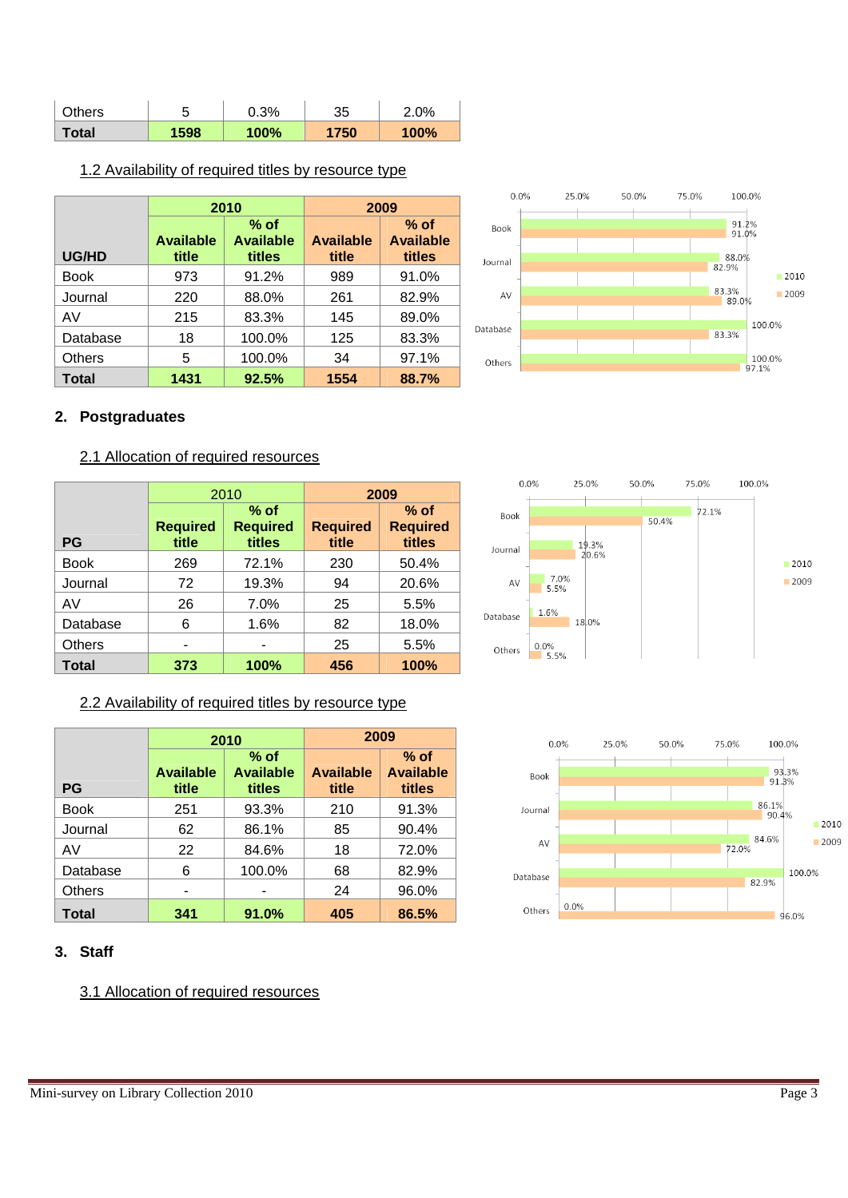| Others | 5 | 0.3% | 35 | 2.0% |
|---|---|---|---|---|
| **Total** | **1598** | **100%** | **1750** | **100%** |

1.2 Availability of required titles by resource type

| | **2010** | | **2009** | |
|---|---|---|---|---|
| **UG/HD** | **Available title** | **% of Available titles** | **Available title** | **% of Available titles** |
| Book | 973 | 91.2% | 989 | 91.0% |
| Journal | 220 | 88.0% | 261 | 82.9% |
| AV | 215 | 83.3% | 145 | 89.0% |
| Database | 18 | 100.0% | 125 | 83.3% |
| Others | 5 | 100.0% | 34 | 97.1% |
| **Total** | **1431** | **92.5%** | **1554** | **88.7%** |

## 2. Postgraduates

2.1 Allocation of required resources

| | 2010 | | **2009** | |
|---|---|---|---|---|
| **PG** | **Required title** | **% of Required titles** | **Required title** | **% of Required titles** |
| Book | 269 | 72.1% | 230 | 50.4% |
| Journal | 72 | 19.3% | 94 | 20.6% |
| AV | 26 | 7.0% | 25 | 5.5% |
| Database | 6 | 1.6% | 82 | 18.0% |
| Others | - | - | 25 | 5.5% |
| **Total** | **373** | **100%** | **456** | **100%** |

2.2 Availability of required titles by resource type

| | **2010** | | **2009** | |
|---|---|---|---|---|
| **PG** | **Available title** | **% of Available titles** | **Available title** | **% of Available titles** |
| Book | 251 | 93.3% | 210 | 91.3% |
| Journal | 62 | 86.1% | 85 | 90.4% |
| AV | 22 | 84.6% | 18 | 72.0% |
| Database | 6 | 100.0% | 68 | 82.9% |
| Others | - | - | 24 | 96.0% |
| **Total** | **341** | **91.0%** | **405** | **86.5%** |

## 3. Staff

3.1 Allocation of required resources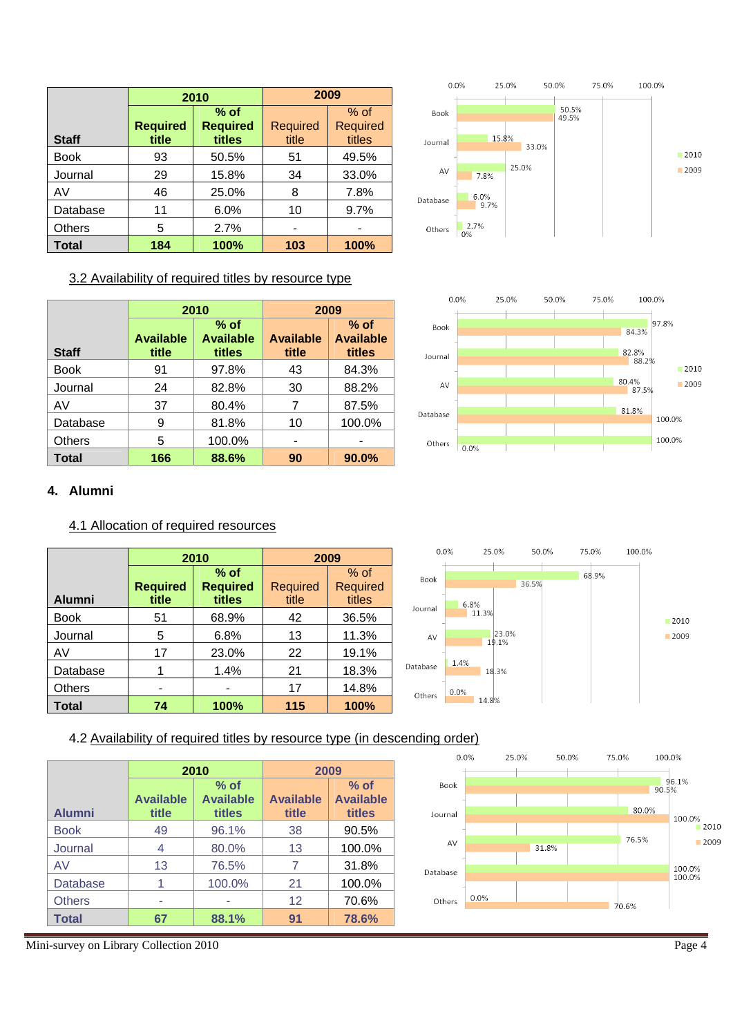| Staff | 2010 | | 2009 | |
|---|---|---|---|---|
| | Required title | % of Required titles | Required title | % of Required titles |
| Book | 93 | 50.5% | 51 | 49.5% |
| Journal | 29 | 15.8% | 34 | 33.0% |
| AV | 46 | 25.0% | 8 | 7.8% |
| Database | 11 | 6.0% | 10 | 9.7% |
| Others | 5 | 2.7% | - | - |
| **Total** | **184** | **100%** | **103** | **100%** |

### 3.2 Availability of required titles by resource type

| Staff | 2010 | | 2009 | |
|---|---|---|---|---|
| | Available title | % of Available titles | Available title | % of Available titles |
| Book | 91 | 97.8% | 43 | 84.3% |
| Journal | 24 | 82.8% | 30 | 88.2% |
| AV | 37 | 80.4% | 7 | 87.5% |
| Database | 9 | 81.8% | 10 | 100.0% |
| Others | 5 | 100.0% | - | - |
| **Total** | **166** | **88.6%** | **90** | **90.0%** |

## 4. Alumni

### 4.1 Allocation of required resources

| Alumni | 2010 | | 2009 | |
|---|---|---|---|---|
| | Required title | % of Required titles | Required title | % of Required titles |
| Book | 51 | 68.9% | 42 | 36.5% |
| Journal | 5 | 6.8% | 13 | 11.3% |
| AV | 17 | 23.0% | 22 | 19.1% |
| Database | 1 | 1.4% | 21 | 18.3% |
| Others | - | - | 17 | 14.8% |
| **Total** | **74** | **100%** | **115** | **100%** |

### 4.2 Availability of required titles by resource type (in descending order)

| Alumni | 2010 | | 2009 | |
|---|---|---|---|---|
| | Available title | % of Available titles | Available title | % of Available titles |
| Book | 49 | 96.1% | 38 | 90.5% |
| Journal | 4 | 80.0% | 13 | 100.0% |
| AV | 13 | 76.5% | 7 | 31.8% |
| Database | 1 | 100.0% | 21 | 100.0% |
| Others | - | - | 12 | 70.6% |
| **Total** | **67** | **88.1%** | **91** | **78.6%** |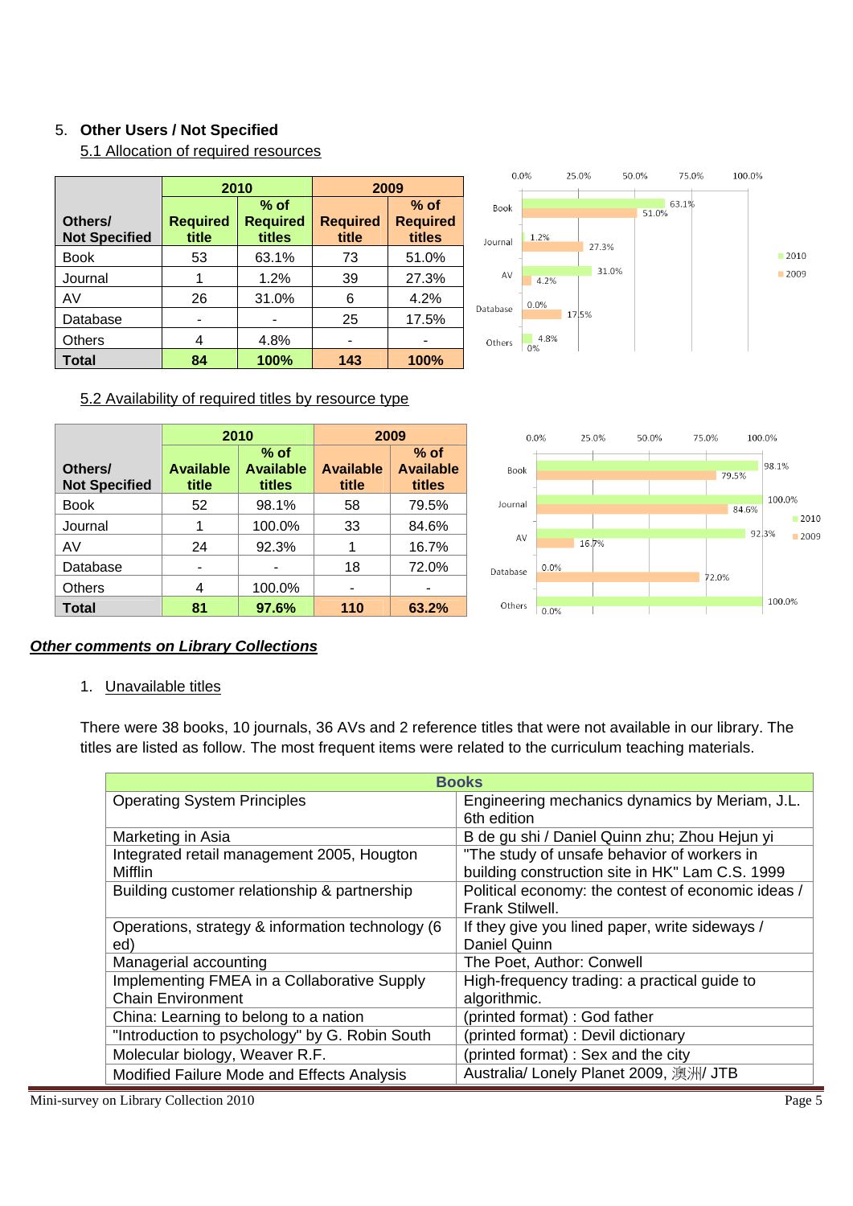## 5. Other Users / Not Specified

### 5.1 Allocation of required resources

| Others/ Not Specified | 2010 | | 2009 | |
|---|---|---|---|---|
| | Required title | % of Required titles | Required title | % of Required titles |
| Book | 53 | 63.1% | 73 | 51.0% |
| Journal | 1 | 1.2% | 39 | 27.3% |
| AV | 26 | 31.0% | 6 | 4.2% |
| Database | - | - | 25 | 17.5% |
| Others | 4 | 4.8% | - | - |
| **Total** | **84** | **100%** | **143** | **100%** |

### 5.2 Availability of required titles by resource type

| Others/ Not Specified | 2010 | | 2009 | |
|---|---|---|---|---|
| | Available title | % of Available titles | Available title | % of Available titles |
| Book | 52 | 98.1% | 58 | 79.5% |
| Journal | 1 | 100.0% | 33 | 84.6% |
| AV | 24 | 92.3% | 1 | 16.7% |
| Database | - | - | 18 | 72.0% |
| Others | 4 | 100.0% | - | - |
| **Total** | **81** | **97.6%** | **110** | **63.2%** |

## ***Other comments on Library Collections***

1. Unavailable titles

There were 38 books, 10 journals, 36 AVs and 2 reference titles that were not available in our library. The titles are listed as follow. The most frequent items were related to the curriculum teaching materials.

| Books | |
|---|---|
| Operating System Principles | Engineering mechanics dynamics by Meriam, J.L. 6th edition |
| Marketing in Asia | B de gu shi / Daniel Quinn zhu; Zhou Hejun yi |
| Integrated retail management 2005, Hougton Mifflin | "The study of unsafe behavior of workers in building construction site in HK" Lam C.S. 1999 |
| Building customer relationship & partnership | Political economy: the contest of economic ideas / Frank Stilwell. |
| Operations, strategy & information technology (6 ed) | If they give you lined paper, write sideways / Daniel Quinn |
| Managerial accounting | The Poet, Author: Conwell |
| Implementing FMEA in a Collaborative Supply Chain Environment | High-frequency trading: a practical guide to algorithmic. |
| China: Learning to belong to a nation | (printed format) : God father |
| "Introduction to psychology" by G. Robin South | (printed format) : Devil dictionary |
| Molecular biology, Weaver R.F. | (printed format) : Sex and the city |
| Modified Failure Mode and Effects Analysis | Australia/ Lonely Planet 2009, 澳洲/ JTB |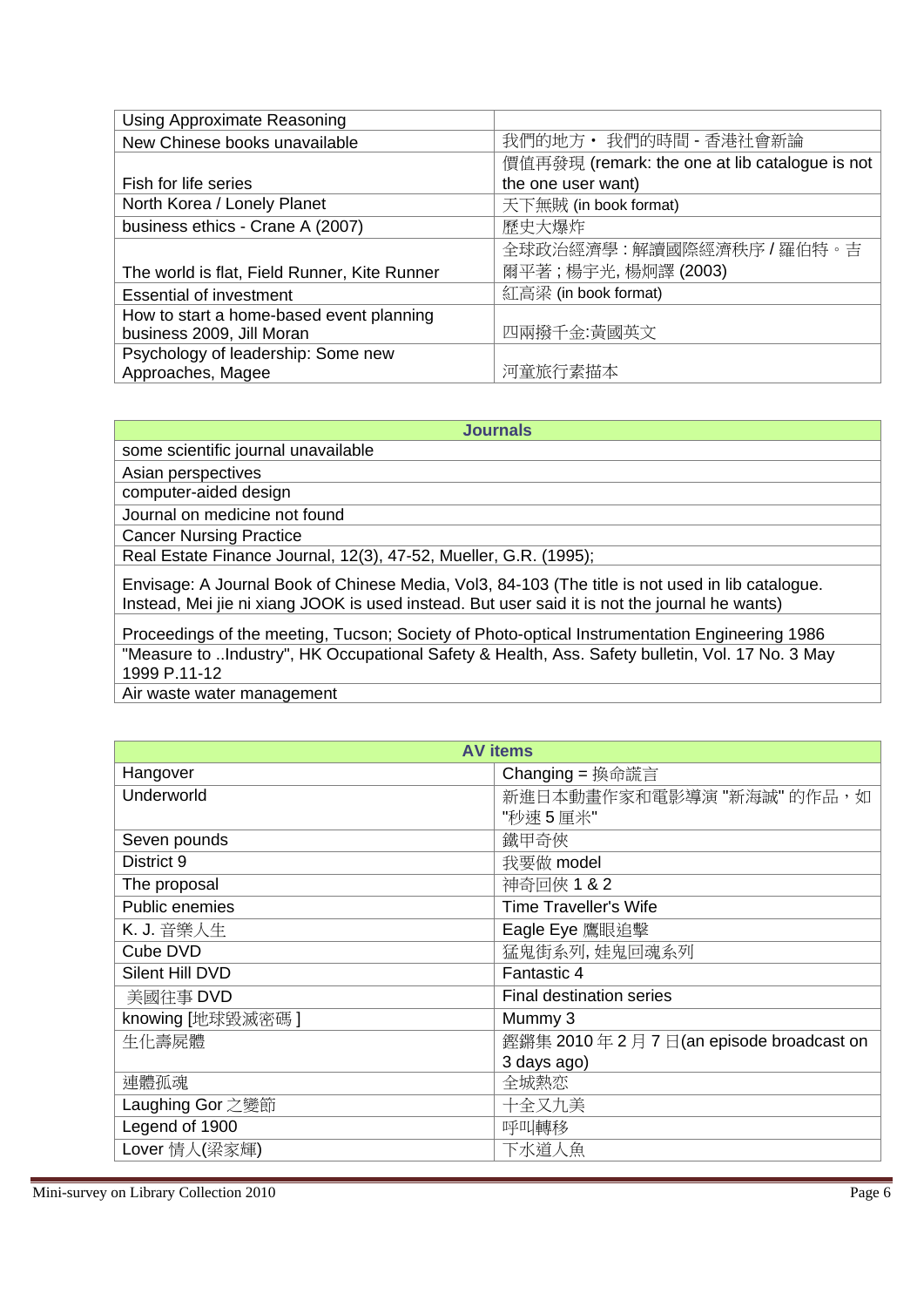| Using Approximate Reasoning | |
|---|---|
| New Chinese books unavailable | 我們的地方・ 我們的時間 - 香港社會新論 |
| Fish for life series | 價值再發現 (remark: the one at lib catalogue is not the one user want) |
| North Korea / Lonely Planet | 天下無賊 (in book format) |
| business ethics - Crane A (2007) | 歷史大爆炸 |
| The world is flat, Field Runner, Kite Runner | 全球政治經濟學：解讀國際經濟秩序 / 羅伯特。吉爾平著；楊宇光, 楊炯譯 (2003) |
| Essential of investment | 紅高粱 (in book format) |
| How to start a home-based event planning business 2009, Jill Moran | 四兩撥千金:黃國英文 |
| Psychology of leadership: Some new Approaches, Magee | 河童旅行素描本 |

| Journals |
|---|
| some scientific journal unavailable |
| Asian perspectives |
| computer-aided design |
| Journal on medicine not found |
| Cancer Nursing Practice |
| Real Estate Finance Journal, 12(3), 47-52, Mueller, G.R. (1995); |
| Envisage: A Journal Book of Chinese Media, Vol3, 84-103 (The title is not used in lib catalogue. Instead, Mei jie ni xiang JOOK is used instead. But user said it is not the journal he wants) |
| Proceedings of the meeting, Tucson; Society of Photo-optical Instrumentation Engineering 1986 |
| "Measure to ..Industry", HK Occupational Safety & Health, Ass. Safety bulletin, Vol. 17 No. 3 May 1999 P.11-12 |
| Air waste water management |

| AV items | |
|---|---|
| Hangover | Changing = 換命謊言 |
| Underworld | 新進日本動畫作家和電影導演 "新海誠" 的作品，如 "秒速 5 厘米" |
| Seven pounds | 鐵甲奇俠 |
| District 9 | 我要做 model |
| The proposal | 神奇回俠 1 & 2 |
| Public enemies | Time Traveller's Wife |
| K. J. 音樂人生 | Eagle Eye 鷹眼追擊 |
| Cube DVD | 猛鬼街系列, 娃鬼回魂系列 |
| Silent Hill DVD | Fantastic 4 |
| 美國往事 DVD | Final destination series |
| knowing [地球毀滅密碼 ] | Mummy 3 |
| 生化壽屍體 | 鏗鏘集 2010 年 2 月 7 日(an episode broadcast on 3 days ago) |
| 連體孤魂 | 全城熱恋 |
| Laughing Gor 之變節 | 十全又九美 |
| Legend of 1900 | 呼叫轉移 |
| Lover 情人(梁家輝) | 下水道人魚 |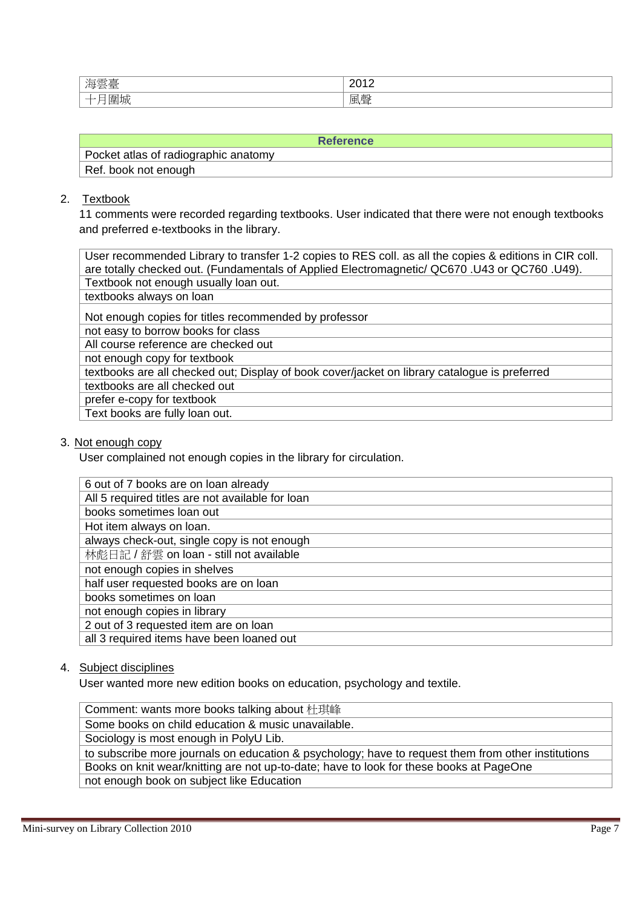| 海雲臺 | 2012 |
|---|---|
| 十月圍城 | 風聲 |

| Reference |
|---|
| Pocket atlas of radiographic anatomy |
| Ref. book not enough |

2. Textbook

   11 comments were recorded regarding textbooks. User indicated that there were not enough textbooks and preferred e-textbooks in the library.

| User recommended Library to transfer 1-2 copies to RES coll. as all the copies & editions in CIR coll. are totally checked out. (Fundamentals of Applied Electromagnetic/ QC670 .U43 or QC760 .U49). |
|---|
| Textbook not enough usually loan out. |
| textbooks always on loan |
| Not enough copies for titles recommended by professor |
| not easy to borrow books for class |
| All course reference are checked out |
| not enough copy for textbook |
| textbooks are all checked out; Display of book cover/jacket on library catalogue is preferred |
| textbooks are all checked out |
| prefer e-copy for textbook |
| Text books are fully loan out. |

3. Not enough copy

   User complained not enough copies in the library for circulation.

| 6 out of 7 books are on loan already |
|---|
| All 5 required titles are not available for loan |
| books sometimes loan out |
| Hot item always on loan. |
| always check-out, single copy is not enough |
| 林彪日記 / 舒雲 on loan - still not available |
| not enough copies in shelves |
| half user requested books are on loan |
| books sometimes on loan |
| not enough copies in library |
| 2 out of 3 requested item are on loan |
| all 3 required items have been loaned out |

4. Subject disciplines

   User wanted more new edition books on education, psychology and textile.

| Comment: wants more books talking about 杜琪峰 |
|---|
| Some books on child education & music unavailable. |
| Sociology is most enough in PolyU Lib. |
| to subscribe more journals on education & psychology; have to request them from other institutions |
| Books on knit wear/knitting are not up-to-date; have to look for these books at PageOne |
| not enough book on subject like Education |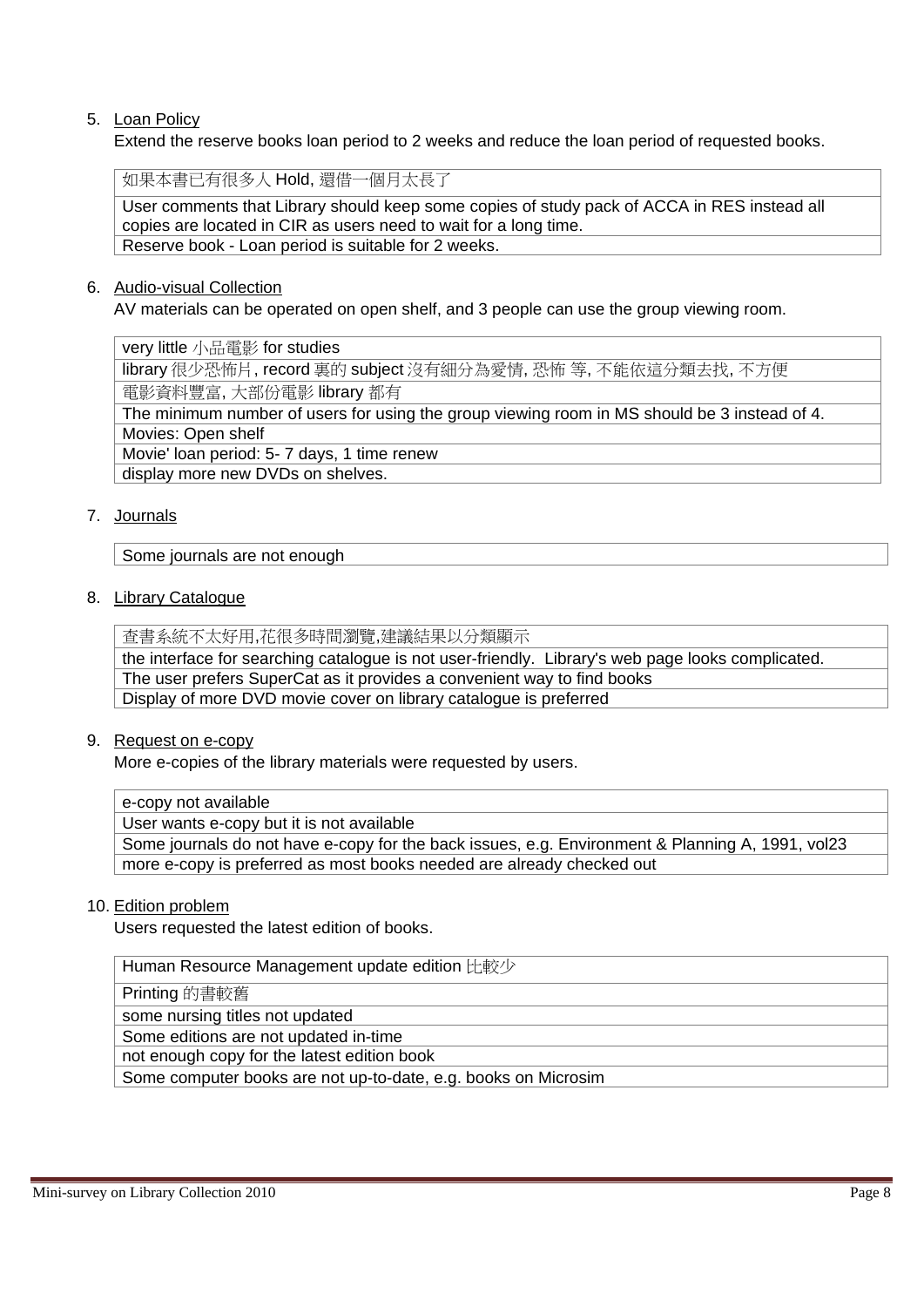5. Loan Policy
   Extend the reserve books loan period to 2 weeks and reduce the loan period of requested books.

| 如果本書已有很多人 Hold, 還借一個月太長了 |
|---|
| User comments that Library should keep some copies of study pack of ACCA in RES instead all copies are located in CIR as users need to wait for a long time. |
| Reserve book - Loan period is suitable for 2 weeks. |

6. Audio-visual Collection
   AV materials can be operated on open shelf, and 3 people can use the group viewing room.

| very little 小品電影 for studies |
|---|
| library 很少恐怖片, record 裏的 subject 沒有細分為愛情, 恐怖 等, 不能依這分類去找, 不方便 |
| 電影資料豐富, 大部份電影 library 都有 |
| The minimum number of users for using the group viewing room in MS should be 3 instead of 4. |
| Movies: Open shelf |
| Movie' loan period: 5- 7 days, 1 time renew |
| display more new DVDs on shelves. |

7. Journals

| Some journals are not enough |
|---|

8. Library Catalogue

| 查書系統不太好用,花很多時間瀏覽,建議結果以分類顯示 |
|---|
| the interface for searching catalogue is not user-friendly. Library's web page looks complicated. |
| The user prefers SuperCat as it provides a convenient way to find books |
| Display of more DVD movie cover on library catalogue is preferred |

9. Request on e-copy
   More e-copies of the library materials were requested by users.

| e-copy not available |
|---|
| User wants e-copy but it is not available |
| Some journals do not have e-copy for the back issues, e.g. Environment & Planning A, 1991, vol23 |
| more e-copy is preferred as most books needed are already checked out |

10. Edition problem
    Users requested the latest edition of books.

| Human Resource Management update edition 比較少 |
|---|
| Printing 的書較舊 |
| some nursing titles not updated |
| Some editions are not updated in-time |
| not enough copy for the latest edition book |
| Some computer books are not up-to-date, e.g. books on Microsim |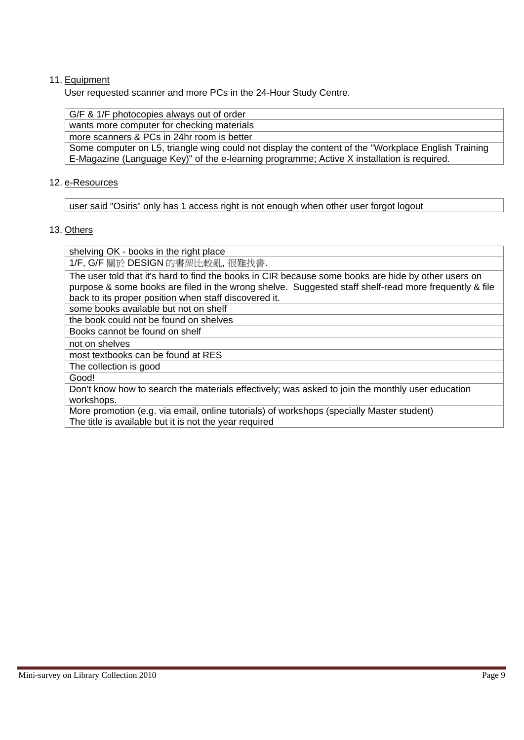11. Equipment

User requested scanner and more PCs in the 24-Hour Study Centre.

| |
|---|
| G/F & 1/F photocopies always out of order |
| wants more computer for checking materials |
| more scanners & PCs in 24hr room is better |
| Some computer on L5, triangle wing could not display the content of the "Workplace English Training E-Magazine (Language Key)" of the e-learning programme; Active X installation is required. |

12. e-Resources

| |
|---|
| user said "Osiris" only has 1 access right is not enough when other user forgot logout |

13. Others

| |
|---|
| shelving OK - books in the right place |
| 1/F, G/F 關於 DESIGN 的書架比較亂, 很難找書. |
| The user told that it's hard to find the books in CIR because some books are hide by other users on purpose & some books are filed in the wrong shelve. Suggested staff shelf-read more frequently & file back to its proper position when staff discovered it. |
| some books available but not on shelf |
| the book could not be found on shelves |
| Books cannot be found on shelf |
| not on shelves |
| most textbooks can be found at RES |
| The collection is good |
| Good! |
| Don't know how to search the materials effectively; was asked to join the monthly user education workshops. |
| More promotion (e.g. via email, online tutorials) of workshops (specially Master student) The title is available but it is not the year required |